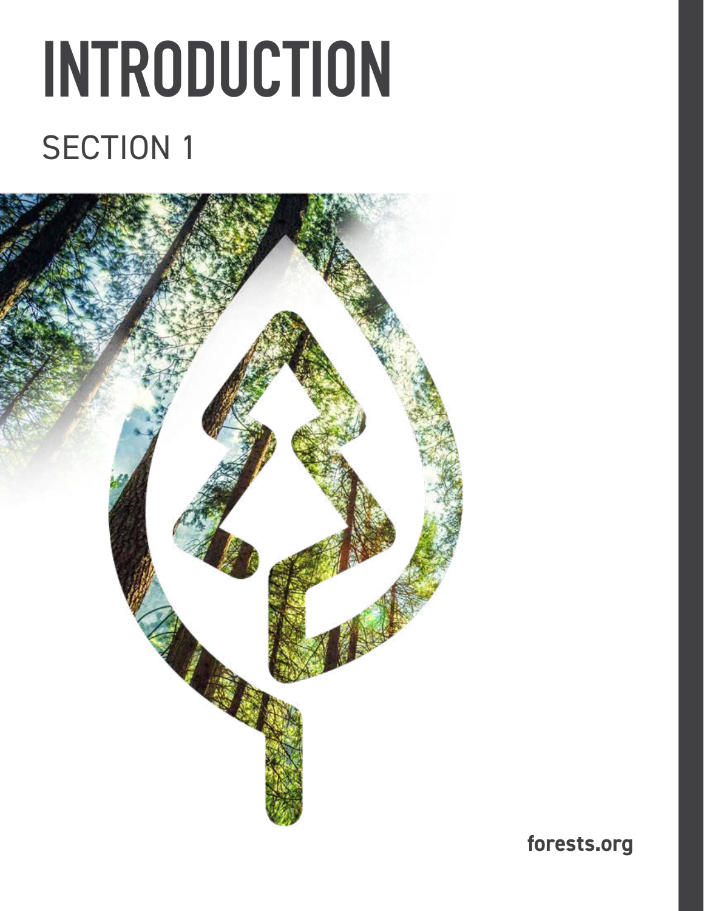# INTRODUCTION

## SECTION 1

forests.org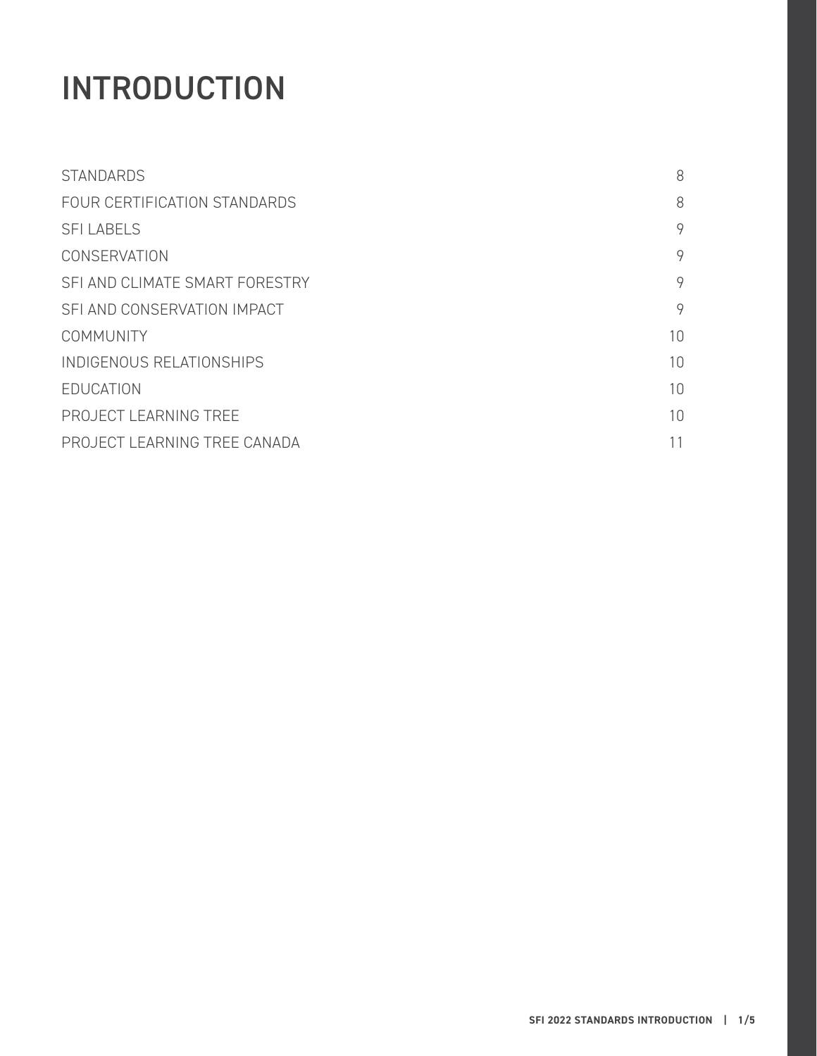# INTRODUCTION

| | |
|---|---|
| STANDARDS | 8 |
| FOUR CERTIFICATION STANDARDS | 8 |
| SFI LABELS | 9 |
| CONSERVATION | 9 |
| SFI AND CLIMATE SMART FORESTRY | 9 |
| SFI AND CONSERVATION IMPACT | 9 |
| COMMUNITY | 10 |
| INDIGENOUS RELATIONSHIPS | 10 |
| EDUCATION | 10 |
| PROJECT LEARNING TREE | 10 |
| PROJECT LEARNING TREE CANADA | 11 |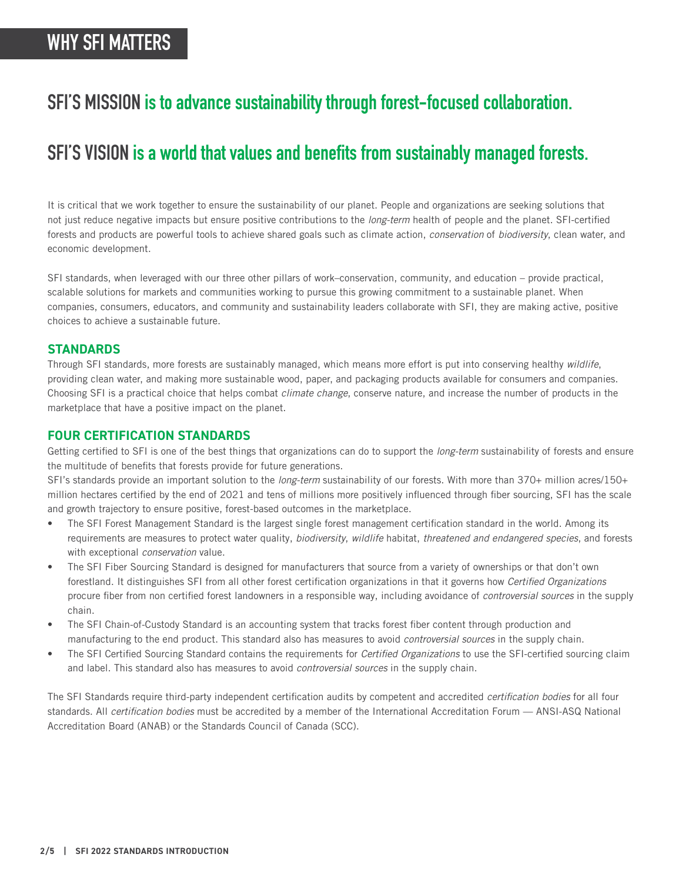# WHY SFI MATTERS

## SFI'S MISSION is to advance sustainability through forest-focused collaboration.

## SFI'S VISION is a world that values and benefits from sustainably managed forests.

It is critical that we work together to ensure the sustainability of our planet. People and organizations are seeking solutions that not just reduce negative impacts but ensure positive contributions to the *long-term* health of people and the planet. SFI-certified forests and products are powerful tools to achieve shared goals such as climate action, *conservation* of *biodiversity*, clean water, and economic development.

SFI standards, when leveraged with our three other pillars of work–conservation, community, and education – provide practical, scalable solutions for markets and communities working to pursue this growing commitment to a sustainable planet. When companies, consumers, educators, and community and sustainability leaders collaborate with SFI, they are making active, positive choices to achieve a sustainable future.

### STANDARDS

Through SFI standards, more forests are sustainably managed, which means more effort is put into conserving healthy *wildlife*, providing clean water, and making more sustainable wood, paper, and packaging products available for consumers and companies. Choosing SFI is a practical choice that helps combat *climate change*, conserve nature, and increase the number of products in the marketplace that have a positive impact on the planet.

### FOUR CERTIFICATION STANDARDS

Getting certified to SFI is one of the best things that organizations can do to support the *long-term* sustainability of forests and ensure the multitude of benefits that forests provide for future generations.

SFI's standards provide an important solution to the *long-term* sustainability of our forests. With more than 370+ million acres/150+ million hectares certified by the end of 2021 and tens of millions more positively influenced through fiber sourcing, SFI has the scale and growth trajectory to ensure positive, forest-based outcomes in the marketplace.

- The SFI Forest Management Standard is the largest single forest management certification standard in the world. Among its requirements are measures to protect water quality, *biodiversity*, *wildlife* habitat, *threatened and endangered species*, and forests with exceptional *conservation* value.
- The SFI Fiber Sourcing Standard is designed for manufacturers that source from a variety of ownerships or that don't own forestland. It distinguishes SFI from all other forest certification organizations in that it governs how *Certified Organizations* procure fiber from non certified forest landowners in a responsible way, including avoidance of *controversial sources* in the supply chain.
- The SFI Chain-of-Custody Standard is an accounting system that tracks forest fiber content through production and manufacturing to the end product. This standard also has measures to avoid *controversial sources* in the supply chain.
- The SFI Certified Sourcing Standard contains the requirements for *Certified Organizations* to use the SFI-certified sourcing claim and label. This standard also has measures to avoid *controversial sources* in the supply chain.

The SFI Standards require third-party independent certification audits by competent and accredited *certification bodies* for all four standards. All *certification bodies* must be accredited by a member of the International Accreditation Forum — ANSI-ASQ National Accreditation Board (ANAB) or the Standards Council of Canada (SCC).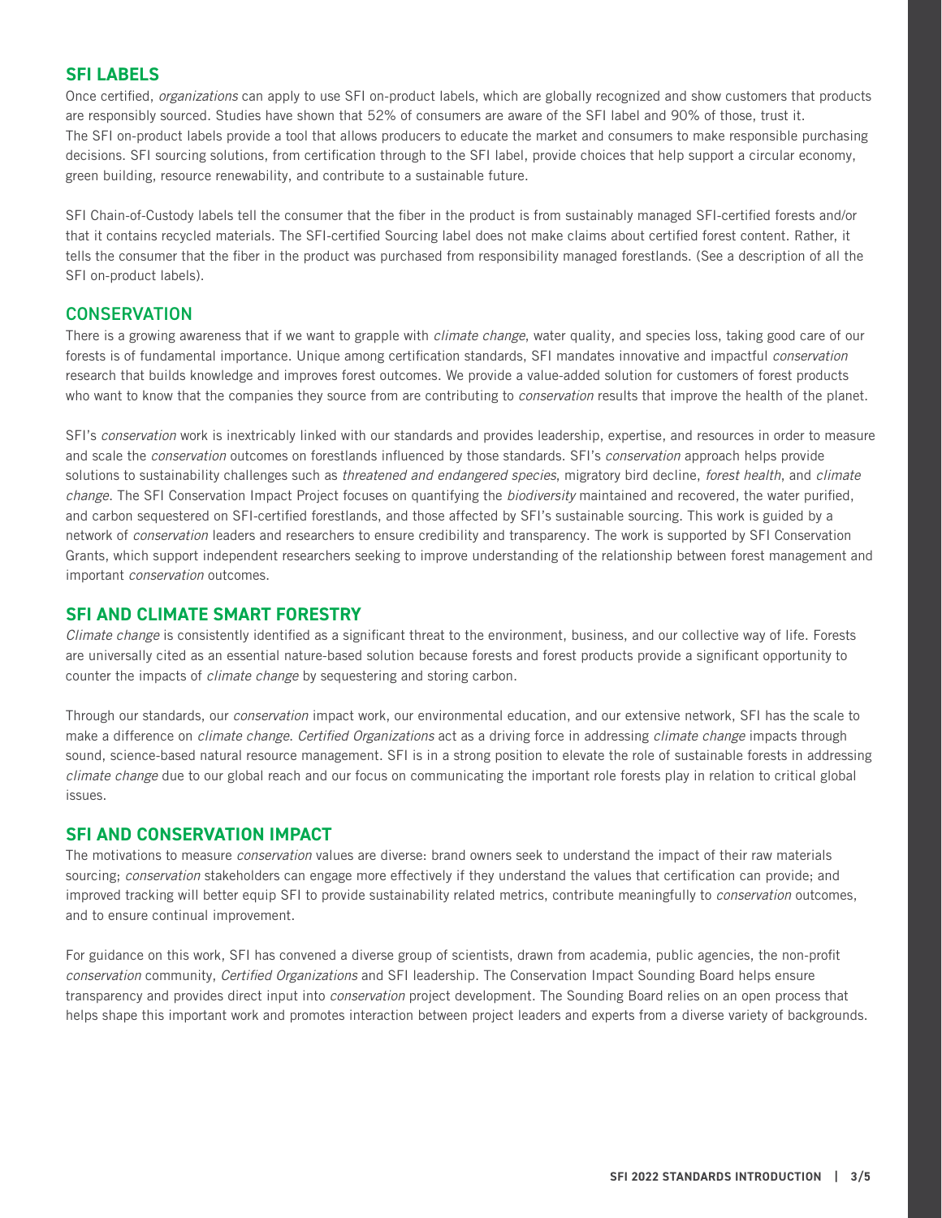## SFI LABELS

Once certified, *organizations* can apply to use SFI on-product labels, which are globally recognized and show customers that products are responsibly sourced. Studies have shown that 52% of consumers are aware of the SFI label and 90% of those, trust it. The SFI on-product labels provide a tool that allows producers to educate the market and consumers to make responsible purchasing decisions. SFI sourcing solutions, from certification through to the SFI label, provide choices that help support a circular economy, green building, resource renewability, and contribute to a sustainable future.

SFI Chain-of-Custody labels tell the consumer that the fiber in the product is from sustainably managed SFI-certified forests and/or that it contains recycled materials. The SFI-certified Sourcing label does not make claims about certified forest content. Rather, it tells the consumer that the fiber in the product was purchased from responsibility managed forestlands. (See a description of all the SFI on-product labels).

## CONSERVATION

There is a growing awareness that if we want to grapple with *climate change*, water quality, and species loss, taking good care of our forests is of fundamental importance. Unique among certification standards, SFI mandates innovative and impactful *conservation* research that builds knowledge and improves forest outcomes. We provide a value-added solution for customers of forest products who want to know that the companies they source from are contributing to *conservation* results that improve the health of the planet.

SFI's *conservation* work is inextricably linked with our standards and provides leadership, expertise, and resources in order to measure and scale the *conservation* outcomes on forestlands influenced by those standards. SFI's *conservation* approach helps provide solutions to sustainability challenges such as *threatened and endangered species*, migratory bird decline, *forest health*, and *climate change*. The SFI Conservation Impact Project focuses on quantifying the *biodiversity* maintained and recovered, the water purified, and carbon sequestered on SFI-certified forestlands, and those affected by SFI's sustainable sourcing. This work is guided by a network of *conservation* leaders and researchers to ensure credibility and transparency. The work is supported by SFI Conservation Grants, which support independent researchers seeking to improve understanding of the relationship between forest management and important *conservation* outcomes.

## SFI AND CLIMATE SMART FORESTRY

*Climate change* is consistently identified as a significant threat to the environment, business, and our collective way of life. Forests are universally cited as an essential nature-based solution because forests and forest products provide a significant opportunity to counter the impacts of *climate change* by sequestering and storing carbon.

Through our standards, our *conservation* impact work, our environmental education, and our extensive network, SFI has the scale to make a difference on *climate change. Certified Organizations* act as a driving force in addressing *climate change* impacts through sound, science-based natural resource management. SFI is in a strong position to elevate the role of sustainable forests in addressing *climate change* due to our global reach and our focus on communicating the important role forests play in relation to critical global issues.

## SFI AND CONSERVATION IMPACT

The motivations to measure *conservation* values are diverse: brand owners seek to understand the impact of their raw materials sourcing; *conservation* stakeholders can engage more effectively if they understand the values that certification can provide; and improved tracking will better equip SFI to provide sustainability related metrics, contribute meaningfully to *conservation* outcomes, and to ensure continual improvement.

For guidance on this work, SFI has convened a diverse group of scientists, drawn from academia, public agencies, the non-profit *conservation* community, *Certified Organizations* and SFI leadership. The Conservation Impact Sounding Board helps ensure transparency and provides direct input into *conservation* project development. The Sounding Board relies on an open process that helps shape this important work and promotes interaction between project leaders and experts from a diverse variety of backgrounds.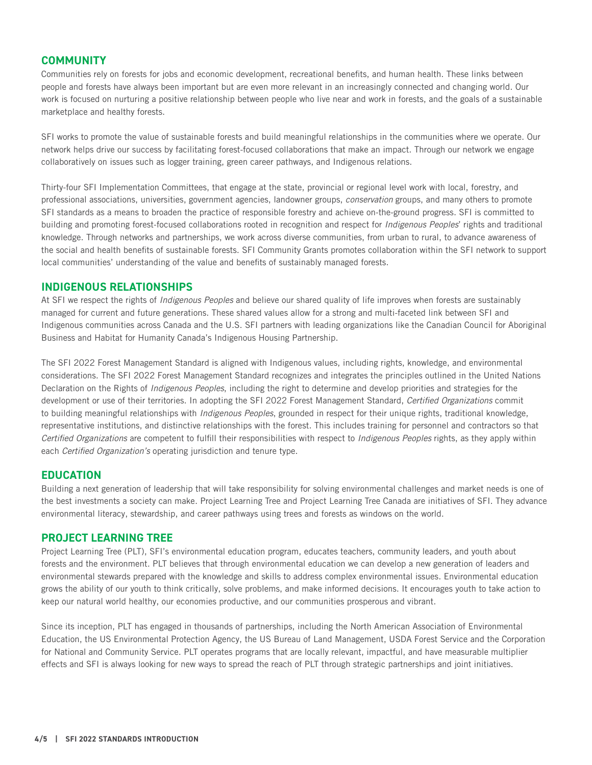## COMMUNITY

Communities rely on forests for jobs and economic development, recreational benefits, and human health. These links between people and forests have always been important but are even more relevant in an increasingly connected and changing world. Our work is focused on nurturing a positive relationship between people who live near and work in forests, and the goals of a sustainable marketplace and healthy forests.

SFI works to promote the value of sustainable forests and build meaningful relationships in the communities where we operate. Our network helps drive our success by facilitating forest-focused collaborations that make an impact. Through our network we engage collaboratively on issues such as logger training, green career pathways, and Indigenous relations.

Thirty-four SFI Implementation Committees, that engage at the state, provincial or regional level work with local, forestry, and professional associations, universities, government agencies, landowner groups, *conservation* groups, and many others to promote SFI standards as a means to broaden the practice of responsible forestry and achieve on-the-ground progress. SFI is committed to building and promoting forest-focused collaborations rooted in recognition and respect for *Indigenous Peoples*' rights and traditional knowledge. Through networks and partnerships, we work across diverse communities, from urban to rural, to advance awareness of the social and health benefits of sustainable forests. SFI Community Grants promotes collaboration within the SFI network to support local communities' understanding of the value and benefits of sustainably managed forests.

## INDIGENOUS RELATIONSHIPS

At SFI we respect the rights of *Indigenous Peoples* and believe our shared quality of life improves when forests are sustainably managed for current and future generations. These shared values allow for a strong and multi-faceted link between SFI and Indigenous communities across Canada and the U.S. SFI partners with leading organizations like the Canadian Council for Aboriginal Business and Habitat for Humanity Canada's Indigenous Housing Partnership.

The SFI 2022 Forest Management Standard is aligned with Indigenous values, including rights, knowledge, and environmental considerations. The SFI 2022 Forest Management Standard recognizes and integrates the principles outlined in the United Nations Declaration on the Rights of *Indigenous Peoples*, including the right to determine and develop priorities and strategies for the development or use of their territories. In adopting the SFI 2022 Forest Management Standard, *Certified Organizations* commit to building meaningful relationships with *Indigenous Peoples*, grounded in respect for their unique rights, traditional knowledge, representative institutions, and distinctive relationships with the forest. This includes training for personnel and contractors so that *Certified Organizations* are competent to fulfill their responsibilities with respect to *Indigenous Peoples* rights, as they apply within each *Certified Organization's* operating jurisdiction and tenure type.

## EDUCATION

Building a next generation of leadership that will take responsibility for solving environmental challenges and market needs is one of the best investments a society can make. Project Learning Tree and Project Learning Tree Canada are initiatives of SFI. They advance environmental literacy, stewardship, and career pathways using trees and forests as windows on the world.

## PROJECT LEARNING TREE

Project Learning Tree (PLT), SFI's environmental education program, educates teachers, community leaders, and youth about forests and the environment. PLT believes that through environmental education we can develop a new generation of leaders and environmental stewards prepared with the knowledge and skills to address complex environmental issues. Environmental education grows the ability of our youth to think critically, solve problems, and make informed decisions. It encourages youth to take action to keep our natural world healthy, our economies productive, and our communities prosperous and vibrant.

Since its inception, PLT has engaged in thousands of partnerships, including the North American Association of Environmental Education, the US Environmental Protection Agency, the US Bureau of Land Management, USDA Forest Service and the Corporation for National and Community Service. PLT operates programs that are locally relevant, impactful, and have measurable multiplier effects and SFI is always looking for new ways to spread the reach of PLT through strategic partnerships and joint initiatives.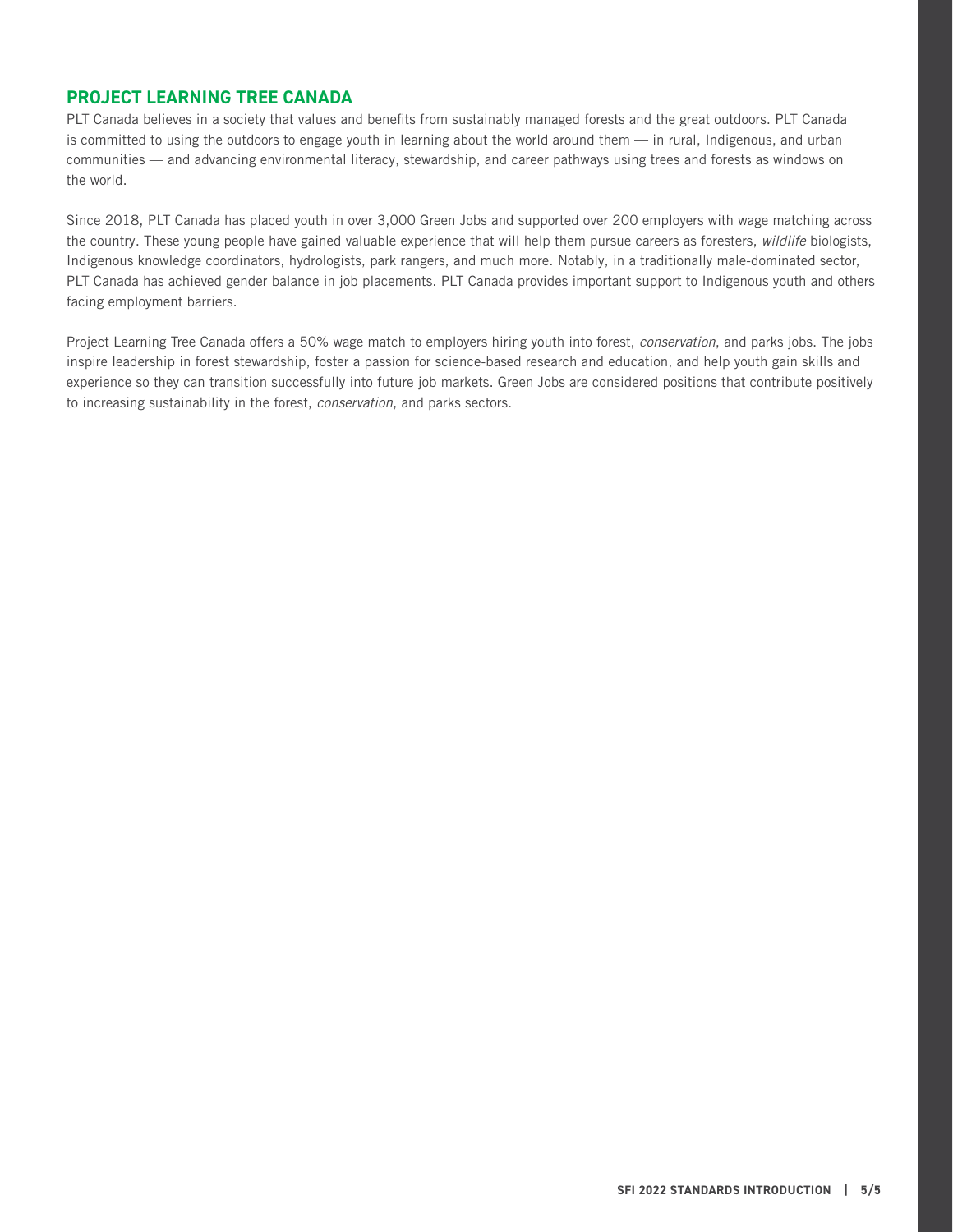## PROJECT LEARNING TREE CANADA

PLT Canada believes in a society that values and benefits from sustainably managed forests and the great outdoors. PLT Canada is committed to using the outdoors to engage youth in learning about the world around them — in rural, Indigenous, and urban communities — and advancing environmental literacy, stewardship, and career pathways using trees and forests as windows on the world.

Since 2018, PLT Canada has placed youth in over 3,000 Green Jobs and supported over 200 employers with wage matching across the country. These young people have gained valuable experience that will help them pursue careers as foresters, *wildlife* biologists, Indigenous knowledge coordinators, hydrologists, park rangers, and much more. Notably, in a traditionally male-dominated sector, PLT Canada has achieved gender balance in job placements. PLT Canada provides important support to Indigenous youth and others facing employment barriers.

Project Learning Tree Canada offers a 50% wage match to employers hiring youth into forest, *conservation*, and parks jobs. The jobs inspire leadership in forest stewardship, foster a passion for science-based research and education, and help youth gain skills and experience so they can transition successfully into future job markets. Green Jobs are considered positions that contribute positively to increasing sustainability in the forest, *conservation*, and parks sectors.